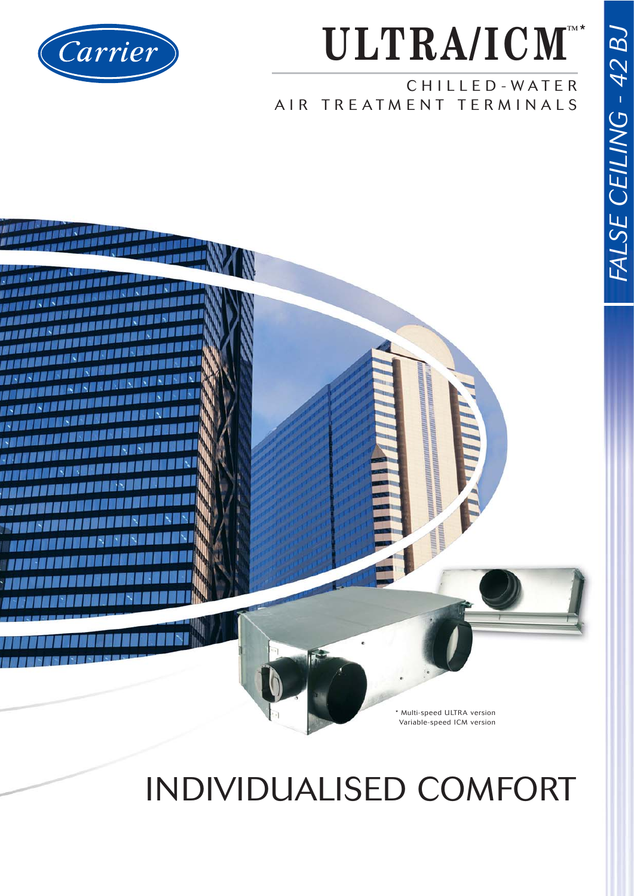Carrier

# ULTRA/ICM™*

CHILLED-WATER
AIR TREATMENT TERMINALS

FALSE CEILING - 42 BJ

* Multi-speed ULTRA version
Variable-speed ICM version

# INDIVIDUALISED COMFORT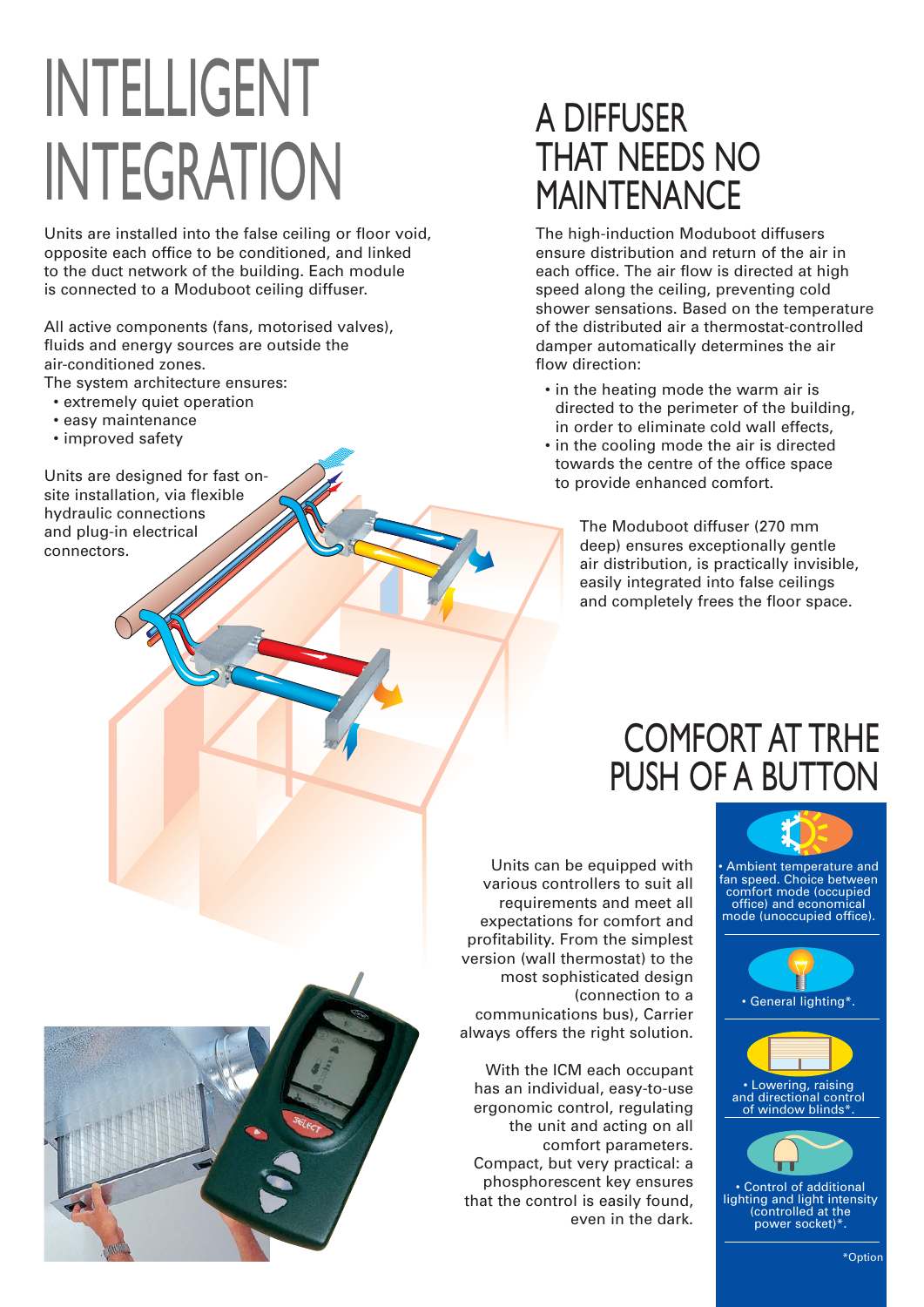# INTELLIGENT INTEGRATION

Units are installed into the false ceiling or floor void, opposite each office to be conditioned, and linked to the duct network of the building. Each module is connected to a Moduboot ceiling diffuser.

All active components (fans, motorised valves), fluids and energy sources are outside the air-conditioned zones.
The system architecture ensures:

- extremely quiet operation
- easy maintenance
- improved safety

Units are designed for fast on-site installation, via flexible hydraulic connections and plug-in electrical connectors.

# A DIFFUSER THAT NEEDS NO MAINTENANCE

The high-induction Moduboot diffusers ensure distribution and return of the air in each office. The air flow is directed at high speed along the ceiling, preventing cold shower sensations. Based on the temperature of the distributed air a thermostat-controlled damper automatically determines the air flow direction:

- in the heating mode the warm air is directed to the perimeter of the building, in order to eliminate cold wall effects,
- in the cooling mode the air is directed towards the centre of the office space to provide enhanced comfort.

The Moduboot diffuser (270 mm deep) ensures exceptionally gentle air distribution, is practically invisible, easily integrated into false ceilings and completely frees the floor space.

# COMFORT AT TRHE PUSH OF A BUTTON

Units can be equipped with various controllers to suit all requirements and meet all expectations for comfort and profitability. From the simplest version (wall thermostat) to the most sophisticated design (connection to a communications bus), Carrier always offers the right solution.

With the ICM each occupant has an individual, easy-to-use ergonomic control, regulating the unit and acting on all comfort parameters. Compact, but very practical: a phosphorescent key ensures that the control is easily found, even in the dark.

- Ambient temperature and fan speed. Choice between comfort mode (occupied office) and economical mode (unoccupied office).
- General lighting*.
- Lowering, raising and directional control of window blinds*.
- Control of additional lighting and light intensity (controlled at the power socket)*.

*Option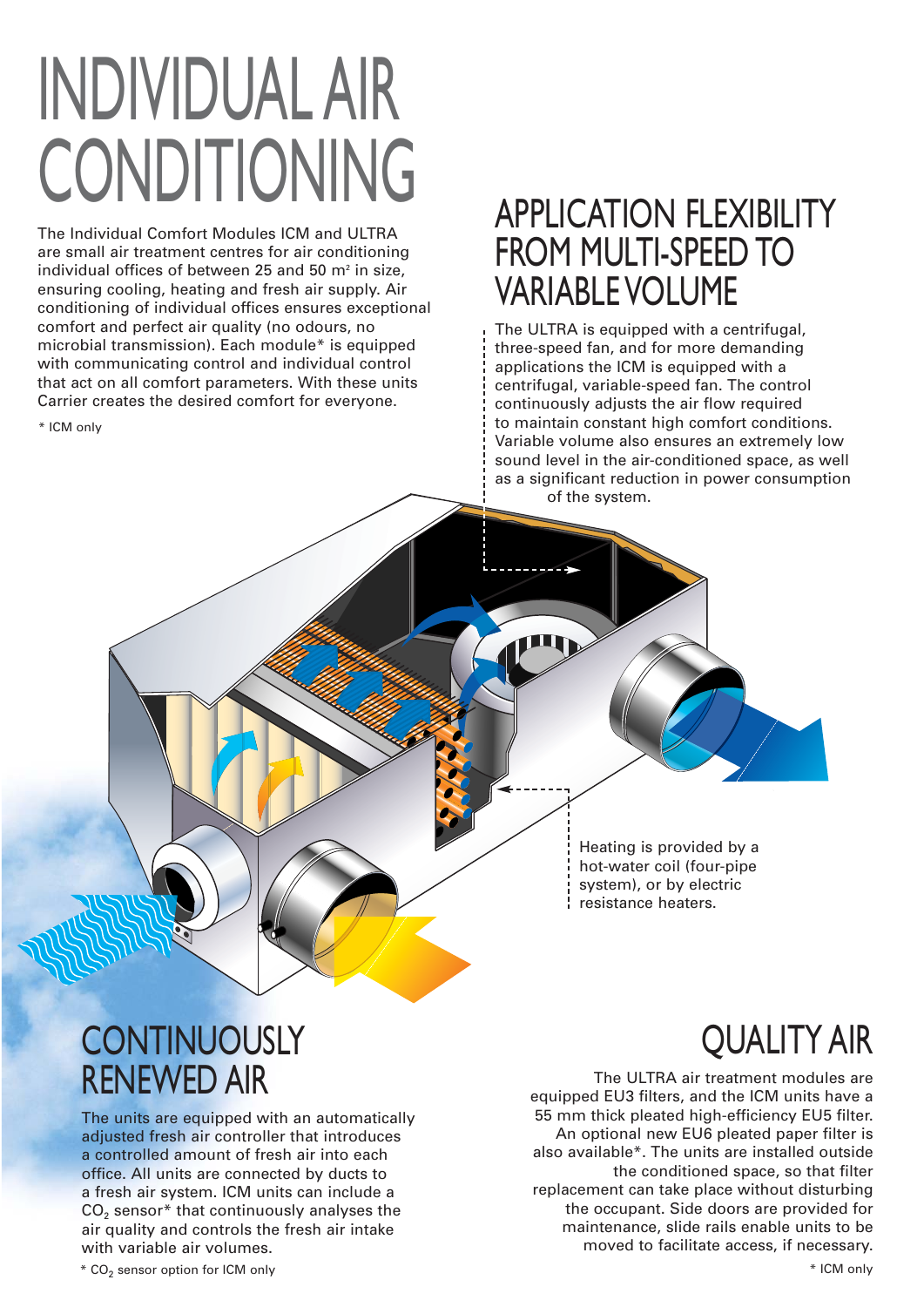# INDIVIDUAL AIR CONDITIONING

The Individual Comfort Modules ICM and ULTRA are small air treatment centres for air conditioning individual offices of between 25 and 50 m² in size, ensuring cooling, heating and fresh air supply. Air conditioning of individual offices ensures exceptional comfort and perfect air quality (no odours, no microbial transmission). Each module* is equipped with communicating control and individual control that act on all comfort parameters. With these units Carrier creates the desired comfort for everyone.

\* ICM only

## APPLICATION FLEXIBILITY FROM MULTI-SPEED TO VARIABLE VOLUME

The ULTRA is equipped with a centrifugal, three-speed fan, and for more demanding applications the ICM is equipped with a centrifugal, variable-speed fan. The control continuously adjusts the air flow required to maintain constant high comfort conditions. Variable volume also ensures an extremely low sound level in the air-conditioned space, as well as a significant reduction in power consumption of the system.

Heating is provided by a hot-water coil (four-pipe system), or by electric resistance heaters.

## CONTINUOUSLY RENEWED AIR

The units are equipped with an automatically adjusted fresh air controller that introduces a controlled amount of fresh air into each office. All units are connected by ducts to a fresh air system. ICM units can include a $CO_2$ sensor* that continuously analyses the air quality and controls the fresh air intake with variable air volumes.

\* $CO_2$ sensor option for ICM only

## QUALITY AIR

The ULTRA air treatment modules are equipped EU3 filters, and the ICM units have a 55 mm thick pleated high-efficiency EU5 filter. An optional new EU6 pleated paper filter is also available*. The units are installed outside the conditioned space, so that filter replacement can take place without disturbing the occupant. Side doors are provided for maintenance, slide rails enable units to be moved to facilitate access, if necessary.

\* ICM only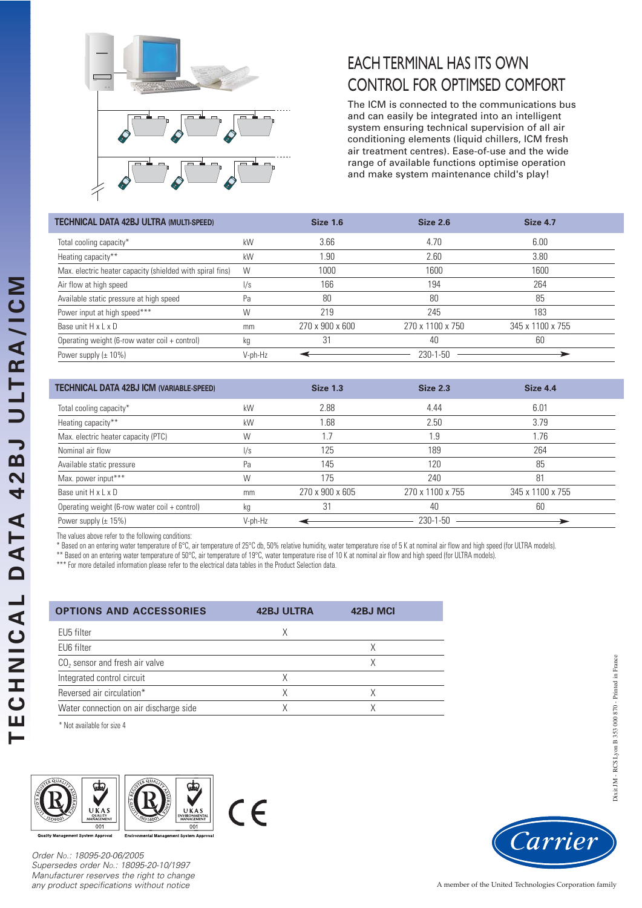## EACH TERMINAL HAS ITS OWN CONTROL FOR OPTIMSED COMFORT

The ICM is connected to the communications bus and can easily be integrated into an intelligent system ensuring technical supervision of all air conditioning elements (liquid chillers, ICM fresh air treatment centres). Ease-of-use and the wide range of available functions optimise operation and make system maintenance child's play!

| TECHNICAL DATA 42BJ ULTRA (MULTI-SPEED) | | Size 1.6 | Size 2.6 | Size 4.7 |
|---|---|---|---|---|
| Total cooling capacity* | kW | 3.66 | 4.70 | 6.00 |
| Heating capacity** | kW | 1.90 | 2.60 | 3.80 |
| Max. electric heater capacity (shielded with spiral fins) | W | 1000 | 1600 | 1600 |
| Air flow at high speed | l/s | 166 | 194 | 264 |
| Available static pressure at high speed | Pa | 80 | 80 | 85 |
| Power input at high speed*** | W | 219 | 245 | 183 |
| Base unit H x L x D | mm | 270 x 900 x 600 | 270 x 1100 x 750 | 345 x 1100 x 755 |
| Operating weight (6-row water coil + control) | kg | 31 | 40 | 60 |
| Power supply (± 10%) | V-ph-Hz | | 230-1-50 | |

| TECHNICAL DATA 42BJ ICM (VARIABLE-SPEED) | | Size 1.3 | Size 2.3 | Size 4.4 |
|---|---|---|---|---|
| Total cooling capacity* | kW | 2.88 | 4.44 | 6.01 |
| Heating capacity** | kW | 1.68 | 2.50 | 3.79 |
| Max. electric heater capacity (PTC) | W | 1.7 | 1.9 | 1.76 |
| Nominal air flow | l/s | 125 | 189 | 264 |
| Available static pressure | Pa | 145 | 120 | 85 |
| Max. power input*** | W | 175 | 240 | 81 |
| Base unit H x L x D | mm | 270 x 900 x 605 | 270 x 1100 x 755 | 345 x 1100 x 755 |
| Operating weight (6-row water coil + control) | kg | 31 | 40 | 60 |
| Power supply (± 15%) | V-ph-Hz | | 230-1-50 | |

The values above refer to the following conditions:

* Based on an entering water temperature of 6°C, air temperature of 25°C db, 50% relative humidity, water temperature rise of 5 K at nominal air flow and high speed (for ULTRA models).

** Based on an entering water temperature of 50°C, air temperature of 19°C, water temperature rise of 10 K at nominal air flow and high speed (for ULTRA models).

*** For more detailed information please refer to the electrical data tables in the Product Selection data.

| OPTIONS AND ACCESSORIES | 42BJ ULTRA | 42BJ MCI |
|---|---|---|
| EU5 filter | X | |
| EU6 filter | | X |
| $CO_2$ sensor and fresh air valve | | X |
| Integrated control circuit | X | |
| Reversed air circulation* | X | X |
| Water connection on air discharge side | X | X |

* Not available for size 4

Quality Management System Approval

Environmental Management System Approval

*Order No.: 18095-20-06/2005*
*Supersedes order No.: 18095-20-10/1997*
*Manufacturer reserves the right to change any product specifications without notice*

Dixit JM - RCS Lyon B 353 000 870 - Printed in France

A member of the United Technologies Corporation family